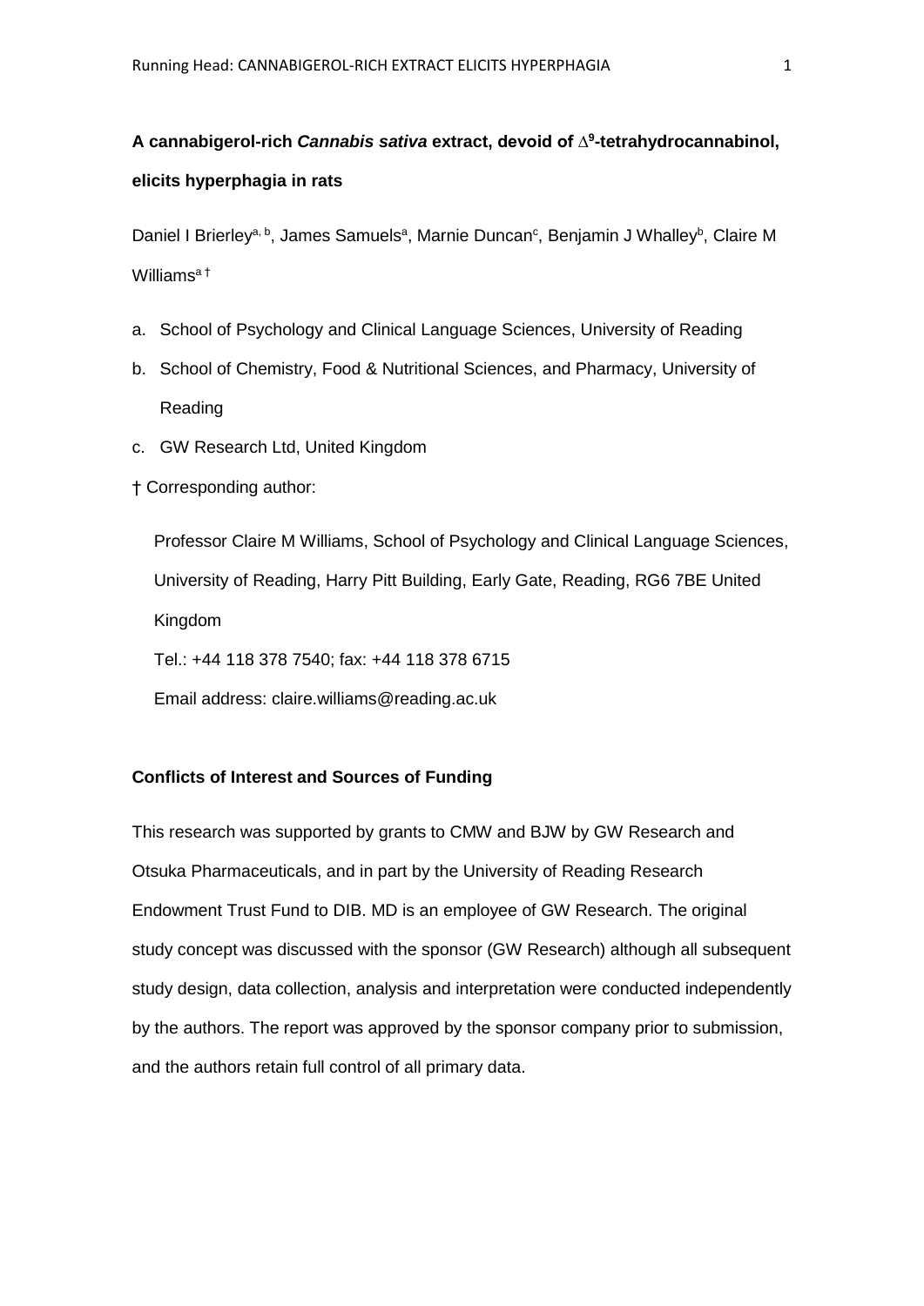# A cannabigerol-rich *Cannabis sativa* extract, devoid of $\Delta^9$-tetrahydrocannabinol, elicits hyperphagia in rats

Daniel I Brierley[a, b], James Samuels[a], Marnie Duncan[c], Benjamin J Whalley[b], Claire M Williams[a †]

a. School of Psychology and Clinical Language Sciences, University of Reading
b. School of Chemistry, Food & Nutritional Sciences, and Pharmacy, University of Reading
c. GW Research Ltd, United Kingdom

† Corresponding author:

Professor Claire M Williams, School of Psychology and Clinical Language Sciences, University of Reading, Harry Pitt Building, Early Gate, Reading, RG6 7BE United Kingdom

Tel.: +44 118 378 7540; fax: +44 118 378 6715

Email address: claire.williams@reading.ac.uk

**Conflicts of Interest and Sources of Funding**

This research was supported by grants to CMW and BJW by GW Research and Otsuka Pharmaceuticals, and in part by the University of Reading Research Endowment Trust Fund to DIB. MD is an employee of GW Research. The original study concept was discussed with the sponsor (GW Research) although all subsequent study design, data collection, analysis and interpretation were conducted independently by the authors. The report was approved by the sponsor company prior to submission, and the authors retain full control of all primary data.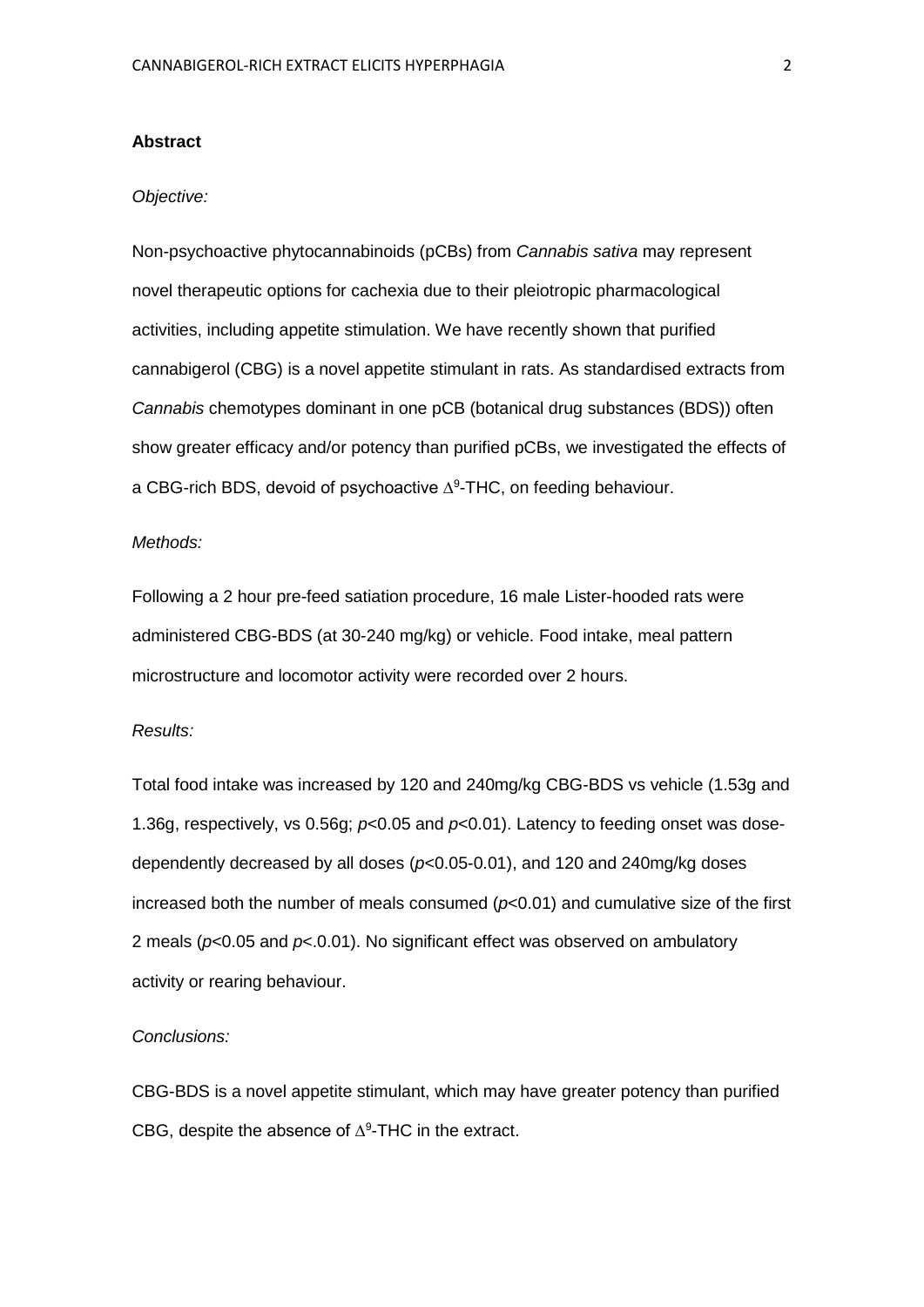## Abstract

*Objective:*

Non-psychoactive phytocannabinoids (pCBs) from *Cannabis sativa* may represent novel therapeutic options for cachexia due to their pleiotropic pharmacological activities, including appetite stimulation. We have recently shown that purified cannabigerol (CBG) is a novel appetite stimulant in rats. As standardised extracts from *Cannabis* chemotypes dominant in one pCB (botanical drug substances (BDS)) often show greater efficacy and/or potency than purified pCBs, we investigated the effects of a CBG-rich BDS, devoid of psychoactive $\Delta^9$-THC, on feeding behaviour.

*Methods:*

Following a 2 hour pre-feed satiation procedure, 16 male Lister-hooded rats were administered CBG-BDS (at 30-240 mg/kg) or vehicle. Food intake, meal pattern microstructure and locomotor activity were recorded over 2 hours.

*Results:*

Total food intake was increased by 120 and 240mg/kg CBG-BDS vs vehicle (1.53g and 1.36g, respectively, vs 0.56g; $p$<0.05 and $p$<0.01). Latency to feeding onset was dose-dependently decreased by all doses ($p$<0.05-0.01), and 120 and 240mg/kg doses increased both the number of meals consumed ($p$<0.01) and cumulative size of the first 2 meals ($p$<0.05 and $p$<.0.01). No significant effect was observed on ambulatory activity or rearing behaviour.

*Conclusions:*

CBG-BDS is a novel appetite stimulant, which may have greater potency than purified CBG, despite the absence of $\Delta^9$-THC in the extract.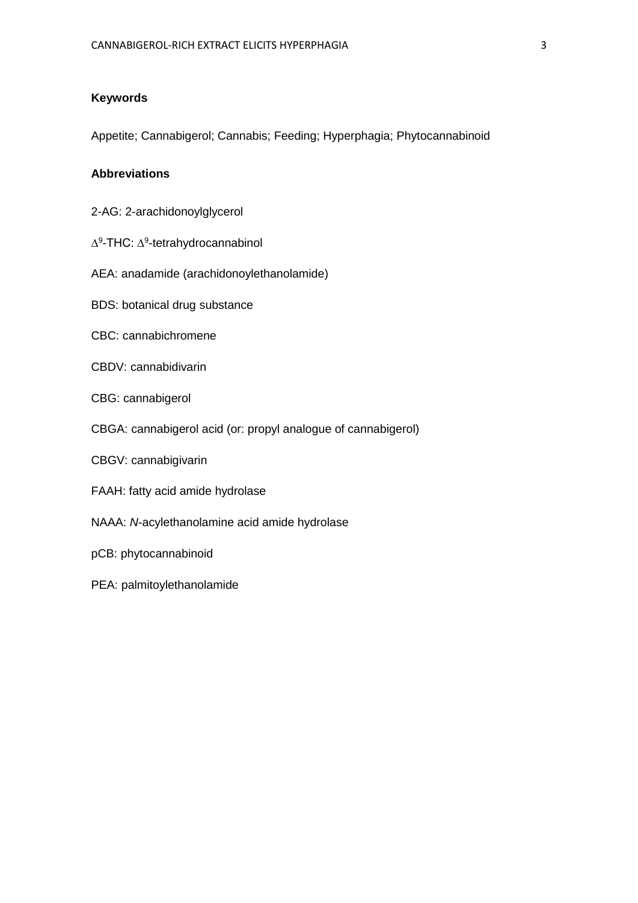**Keywords**

Appetite; Cannabigerol; Cannabis; Feeding; Hyperphagia; Phytocannabinoid

**Abbreviations**

2-AG: 2-arachidonoylglycerol

$\Delta^9$-THC: $\Delta^9$-tetrahydrocannabinol

AEA: anadamide (arachidonoylethanolamide)

BDS: botanical drug substance

CBC: cannabichromene

CBDV: cannabidivarin

CBG: cannabigerol

CBGA: cannabigerol acid (or: propyl analogue of cannabigerol)

CBGV: cannabigivarin

FAAH: fatty acid amide hydrolase

NAAA: *N*-acylethanolamine acid amide hydrolase

pCB: phytocannabinoid

PEA: palmitoylethanolamide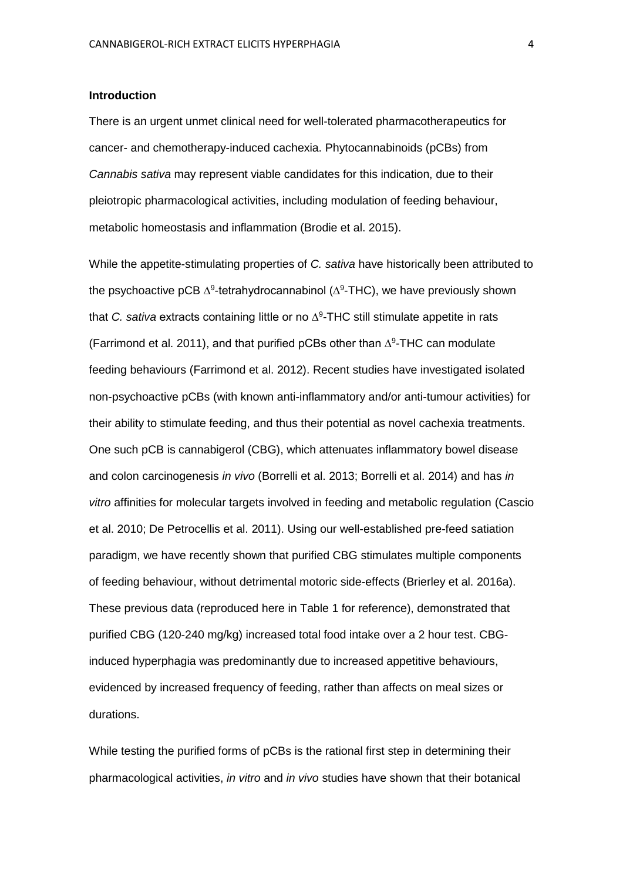**Introduction**

There is an urgent unmet clinical need for well-tolerated pharmacotherapeutics for cancer- and chemotherapy-induced cachexia. Phytocannabinoids (pCBs) from *Cannabis sativa* may represent viable candidates for this indication, due to their pleiotropic pharmacological activities, including modulation of feeding behaviour, metabolic homeostasis and inflammation (Brodie et al. 2015).

While the appetite-stimulating properties of *C. sativa* have historically been attributed to the psychoactive pCB $\Delta^9$-tetrahydrocannabinol ($\Delta^9$-THC), we have previously shown that *C. sativa* extracts containing little or no $\Delta^9$-THC still stimulate appetite in rats (Farrimond et al. 2011), and that purified pCBs other than $\Delta^9$-THC can modulate feeding behaviours (Farrimond et al. 2012). Recent studies have investigated isolated non-psychoactive pCBs (with known anti-inflammatory and/or anti-tumour activities) for their ability to stimulate feeding, and thus their potential as novel cachexia treatments. One such pCB is cannabigerol (CBG), which attenuates inflammatory bowel disease and colon carcinogenesis *in vivo* (Borrelli et al. 2013; Borrelli et al. 2014) and has *in vitro* affinities for molecular targets involved in feeding and metabolic regulation (Cascio et al. 2010; De Petrocellis et al. 2011). Using our well-established pre-feed satiation paradigm, we have recently shown that purified CBG stimulates multiple components of feeding behaviour, without detrimental motoric side-effects (Brierley et al. 2016a). These previous data (reproduced here in Table 1 for reference), demonstrated that purified CBG (120-240 mg/kg) increased total food intake over a 2 hour test. CBG-induced hyperphagia was predominantly due to increased appetitive behaviours, evidenced by increased frequency of feeding, rather than affects on meal sizes or durations.

While testing the purified forms of pCBs is the rational first step in determining their pharmacological activities, *in vitro* and *in vivo* studies have shown that their botanical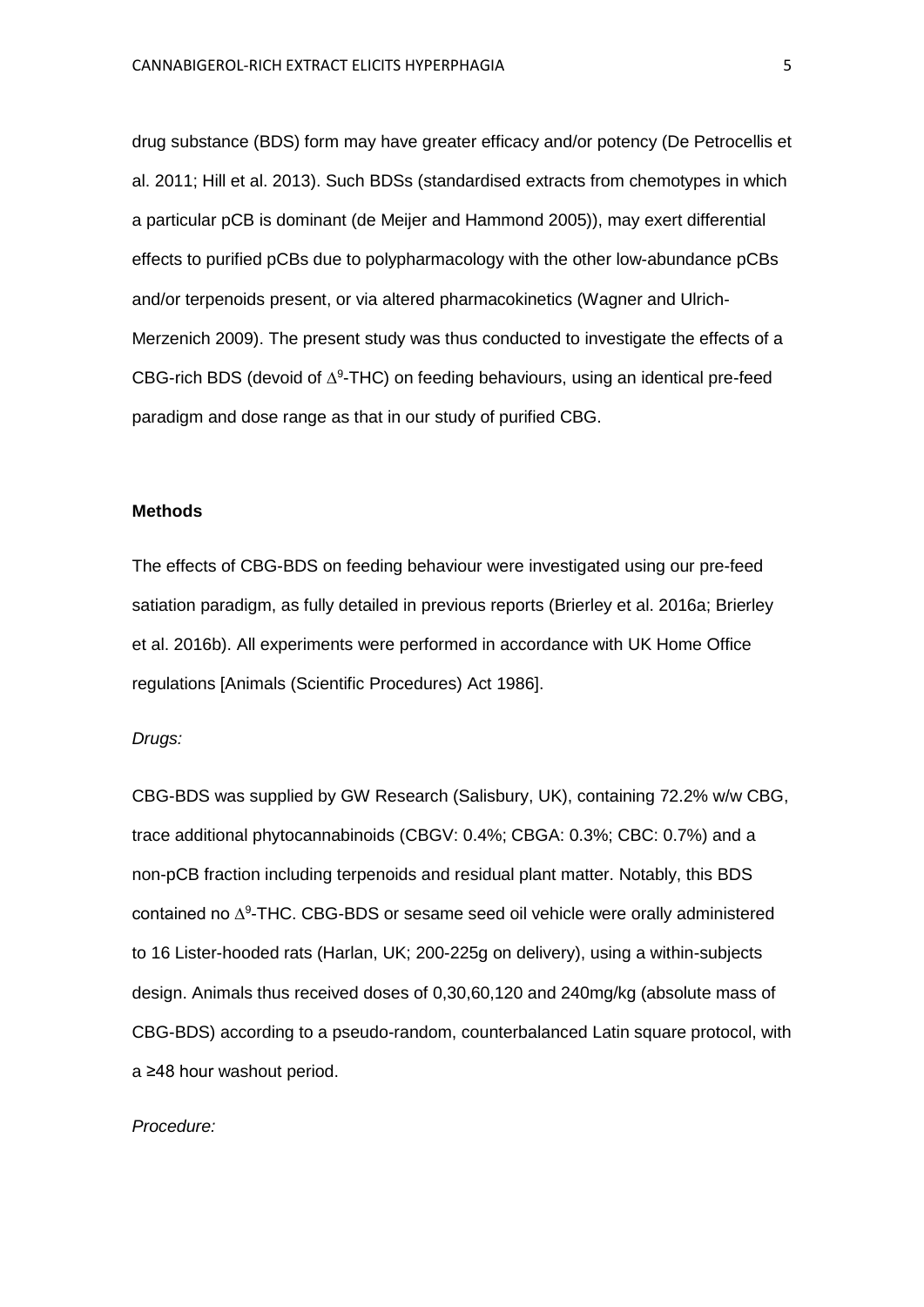drug substance (BDS) form may have greater efficacy and/or potency (De Petrocellis et al. 2011; Hill et al. 2013). Such BDSs (standardised extracts from chemotypes in which a particular pCB is dominant (de Meijer and Hammond 2005)), may exert differential effects to purified pCBs due to polypharmacology with the other low-abundance pCBs and/or terpenoids present, or via altered pharmacokinetics (Wagner and Ulrich-Merzenich 2009). The present study was thus conducted to investigate the effects of a CBG-rich BDS (devoid of $\Delta^9$-THC) on feeding behaviours, using an identical pre-feed paradigm and dose range as that in our study of purified CBG.

## Methods

The effects of CBG-BDS on feeding behaviour were investigated using our pre-feed satiation paradigm, as fully detailed in previous reports (Brierley et al. 2016a; Brierley et al. 2016b). All experiments were performed in accordance with UK Home Office regulations [Animals (Scientific Procedures) Act 1986].

*Drugs:*

CBG-BDS was supplied by GW Research (Salisbury, UK), containing 72.2% w/w CBG, trace additional phytocannabinoids (CBGV: 0.4%; CBGA: 0.3%; CBC: 0.7%) and a non-pCB fraction including terpenoids and residual plant matter. Notably, this BDS contained no $\Delta^9$-THC. CBG-BDS or sesame seed oil vehicle were orally administered to 16 Lister-hooded rats (Harlan, UK; 200-225g on delivery), using a within-subjects design. Animals thus received doses of 0,30,60,120 and 240mg/kg (absolute mass of CBG-BDS) according to a pseudo-random, counterbalanced Latin square protocol, with a ≥48 hour washout period.

*Procedure:*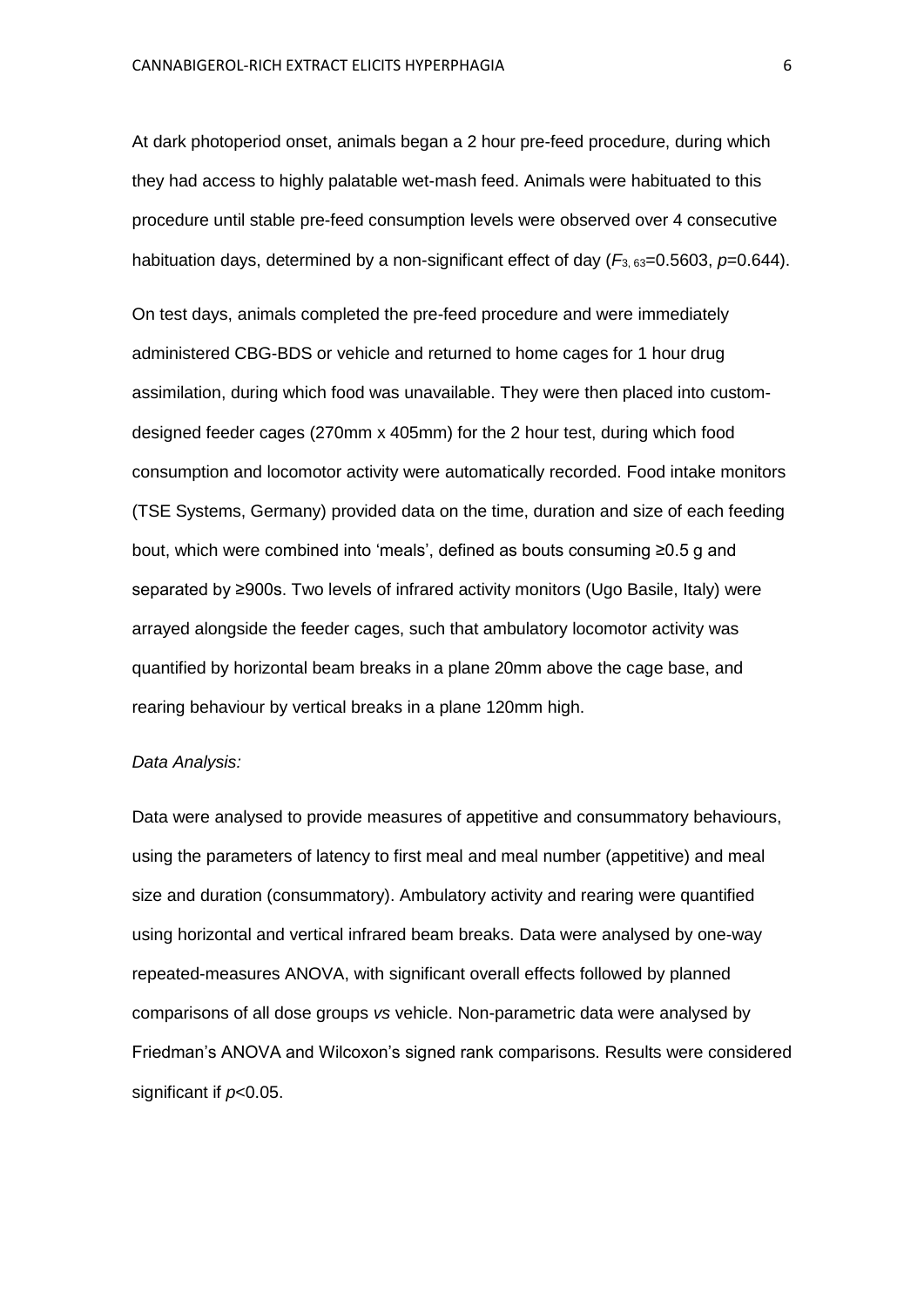At dark photoperiod onset, animals began a 2 hour pre-feed procedure, during which they had access to highly palatable wet-mash feed. Animals were habituated to this procedure until stable pre-feed consumption levels were observed over 4 consecutive habituation days, determined by a non-significant effect of day ($F_{3, 63}$=0.5603, $p$=0.644).

On test days, animals completed the pre-feed procedure and were immediately administered CBG-BDS or vehicle and returned to home cages for 1 hour drug assimilation, during which food was unavailable. They were then placed into custom-designed feeder cages (270mm x 405mm) for the 2 hour test, during which food consumption and locomotor activity were automatically recorded. Food intake monitors (TSE Systems, Germany) provided data on the time, duration and size of each feeding bout, which were combined into 'meals', defined as bouts consuming ≥0.5 g and separated by ≥900s. Two levels of infrared activity monitors (Ugo Basile, Italy) were arrayed alongside the feeder cages, such that ambulatory locomotor activity was quantified by horizontal beam breaks in a plane 20mm above the cage base, and rearing behaviour by vertical breaks in a plane 120mm high.

*Data Analysis:*

Data were analysed to provide measures of appetitive and consummatory behaviours, using the parameters of latency to first meal and meal number (appetitive) and meal size and duration (consummatory). Ambulatory activity and rearing were quantified using horizontal and vertical infrared beam breaks. Data were analysed by one-way repeated-measures ANOVA, with significant overall effects followed by planned comparisons of all dose groups *vs* vehicle. Non-parametric data were analysed by Friedman's ANOVA and Wilcoxon's signed rank comparisons. Results were considered significant if $p$<0.05.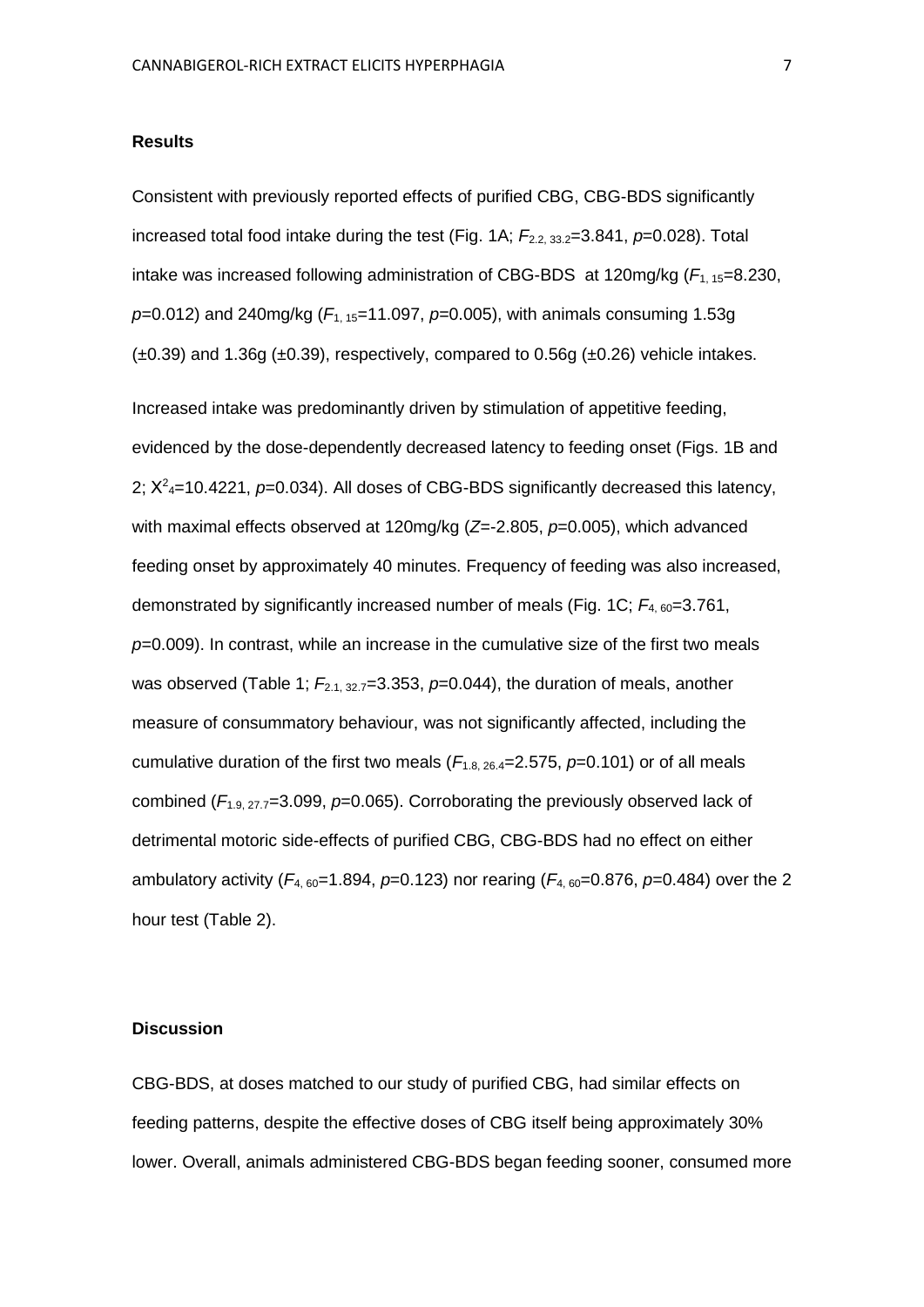### Results

Consistent with previously reported effects of purified CBG, CBG-BDS significantly increased total food intake during the test (Fig. 1A; $F_{2.2, 33.2}$=3.841, $p$=0.028). Total intake was increased following administration of CBG-BDS at 120mg/kg ($F_{1, 15}$=8.230, $p$=0.012) and 240mg/kg ($F_{1, 15}$=11.097, $p$=0.005), with animals consuming 1.53g (±0.39) and 1.36g (±0.39), respectively, compared to 0.56g (±0.26) vehicle intakes.

Increased intake was predominantly driven by stimulation of appetitive feeding, evidenced by the dose-dependently decreased latency to feeding onset (Figs. 1B and 2; $X^2_4$=10.4221, $p$=0.034). All doses of CBG-BDS significantly decreased this latency, with maximal effects observed at 120mg/kg ($Z$=-2.805, $p$=0.005), which advanced feeding onset by approximately 40 minutes. Frequency of feeding was also increased, demonstrated by significantly increased number of meals (Fig. 1C; $F_{4, 60}$=3.761, $p$=0.009). In contrast, while an increase in the cumulative size of the first two meals was observed (Table 1; $F_{2.1, 32.7}$=3.353, $p$=0.044), the duration of meals, another measure of consummatory behaviour, was not significantly affected, including the cumulative duration of the first two meals ($F_{1.8, 26.4}$=2.575, $p$=0.101) or of all meals combined ($F_{1.9, 27.7}$=3.099, $p$=0.065). Corroborating the previously observed lack of detrimental motoric side-effects of purified CBG, CBG-BDS had no effect on either ambulatory activity ($F_{4, 60}$=1.894, $p$=0.123) nor rearing ($F_{4, 60}$=0.876, $p$=0.484) over the 2 hour test (Table 2).

### Discussion

CBG-BDS, at doses matched to our study of purified CBG, had similar effects on feeding patterns, despite the effective doses of CBG itself being approximately 30% lower. Overall, animals administered CBG-BDS began feeding sooner, consumed more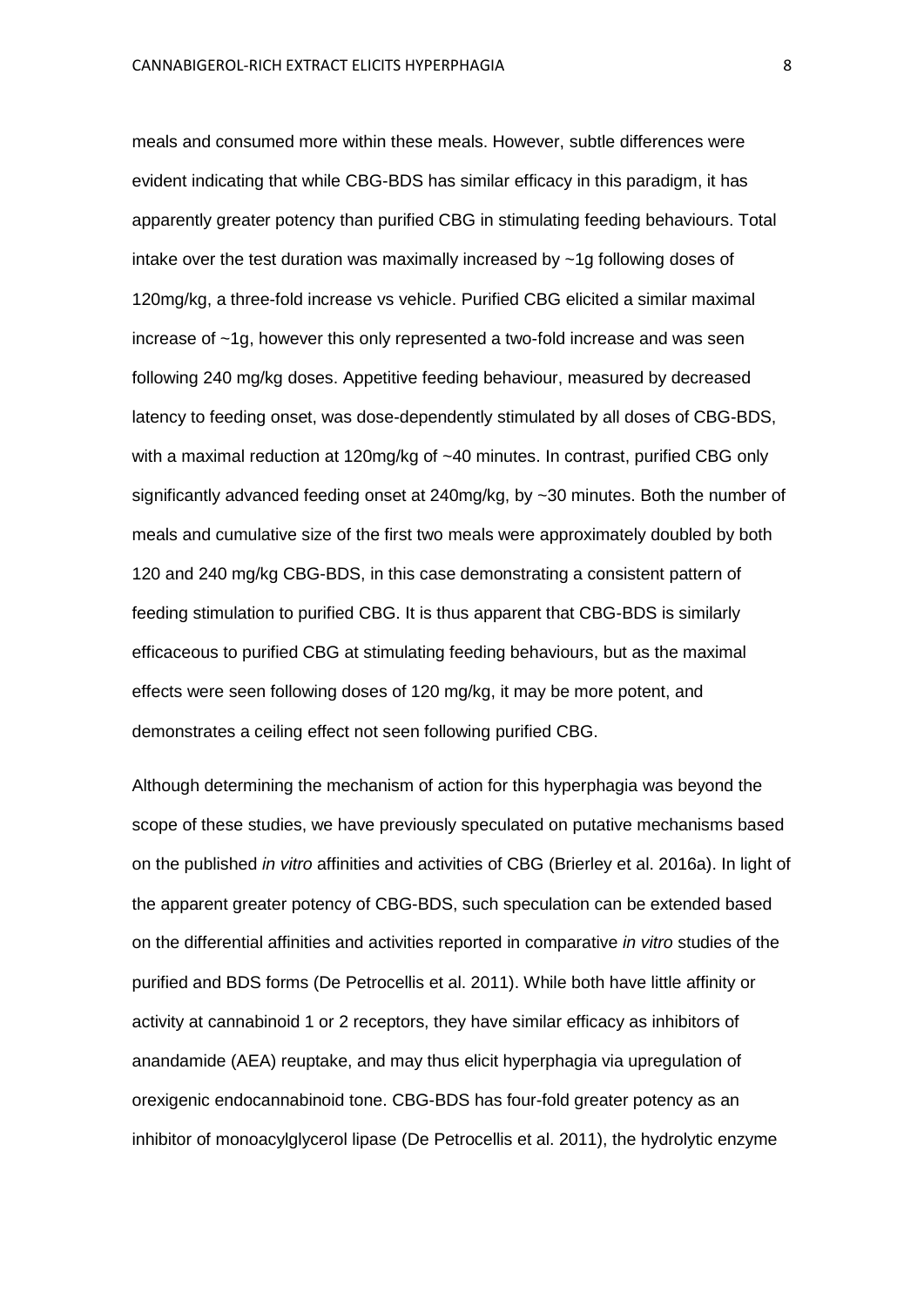meals and consumed more within these meals. However, subtle differences were evident indicating that while CBG-BDS has similar efficacy in this paradigm, it has apparently greater potency than purified CBG in stimulating feeding behaviours. Total intake over the test duration was maximally increased by ~1g following doses of 120mg/kg, a three-fold increase vs vehicle. Purified CBG elicited a similar maximal increase of ~1g, however this only represented a two-fold increase and was seen following 240 mg/kg doses. Appetitive feeding behaviour, measured by decreased latency to feeding onset, was dose-dependently stimulated by all doses of CBG-BDS, with a maximal reduction at 120mg/kg of ~40 minutes. In contrast, purified CBG only significantly advanced feeding onset at 240mg/kg, by ~30 minutes. Both the number of meals and cumulative size of the first two meals were approximately doubled by both 120 and 240 mg/kg CBG-BDS, in this case demonstrating a consistent pattern of feeding stimulation to purified CBG. It is thus apparent that CBG-BDS is similarly efficaceous to purified CBG at stimulating feeding behaviours, but as the maximal effects were seen following doses of 120 mg/kg, it may be more potent, and demonstrates a ceiling effect not seen following purified CBG.

Although determining the mechanism of action for this hyperphagia was beyond the scope of these studies, we have previously speculated on putative mechanisms based on the published *in vitro* affinities and activities of CBG (Brierley et al. 2016a). In light of the apparent greater potency of CBG-BDS, such speculation can be extended based on the differential affinities and activities reported in comparative *in vitro* studies of the purified and BDS forms (De Petrocellis et al. 2011). While both have little affinity or activity at cannabinoid 1 or 2 receptors, they have similar efficacy as inhibitors of anandamide (AEA) reuptake, and may thus elicit hyperphagia via upregulation of orexigenic endocannabinoid tone. CBG-BDS has four-fold greater potency as an inhibitor of monoacylglycerol lipase (De Petrocellis et al. 2011), the hydrolytic enzyme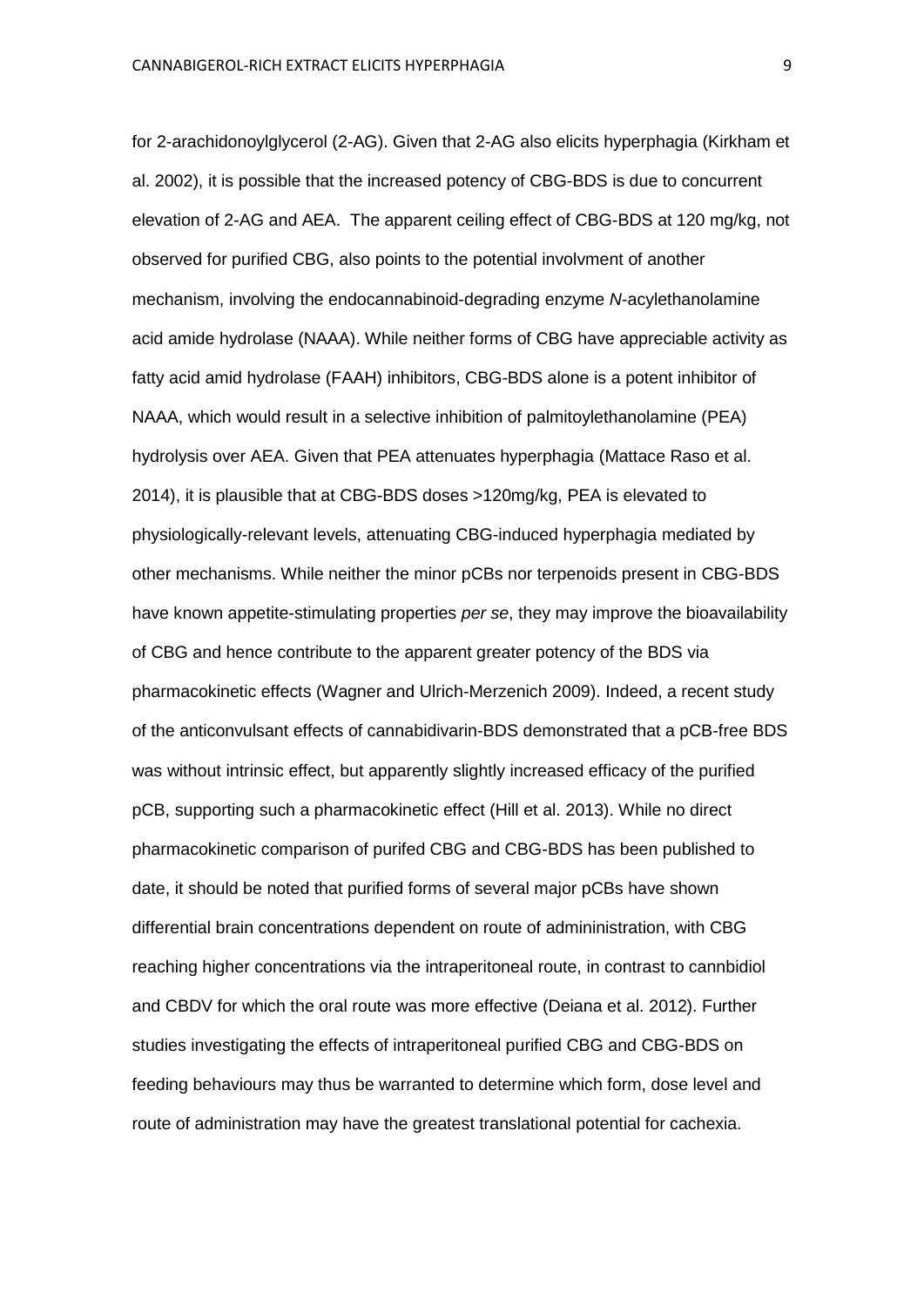for 2-arachidonoylglycerol (2-AG). Given that 2-AG also elicits hyperphagia (Kirkham et al. 2002), it is possible that the increased potency of CBG-BDS is due to concurrent elevation of 2-AG and AEA. The apparent ceiling effect of CBG-BDS at 120 mg/kg, not observed for purified CBG, also points to the potential involvment of another mechanism, involving the endocannabinoid-degrading enzyme *N*-acylethanolamine acid amide hydrolase (NAAA). While neither forms of CBG have appreciable activity as fatty acid amid hydrolase (FAAH) inhibitors, CBG-BDS alone is a potent inhibitor of NAAA, which would result in a selective inhibition of palmitoylethanolamine (PEA) hydrolysis over AEA. Given that PEA attenuates hyperphagia (Mattace Raso et al. 2014), it is plausible that at CBG-BDS doses >120mg/kg, PEA is elevated to physiologically-relevant levels, attenuating CBG-induced hyperphagia mediated by other mechanisms. While neither the minor pCBs nor terpenoids present in CBG-BDS have known appetite-stimulating properties *per se*, they may improve the bioavailability of CBG and hence contribute to the apparent greater potency of the BDS via pharmacokinetic effects (Wagner and Ulrich-Merzenich 2009). Indeed, a recent study of the anticonvulsant effects of cannabidivarin-BDS demonstrated that a pCB-free BDS was without intrinsic effect, but apparently slightly increased efficacy of the purified pCB, supporting such a pharmacokinetic effect (Hill et al. 2013). While no direct pharmacokinetic comparison of purifed CBG and CBG-BDS has been published to date, it should be noted that purified forms of several major pCBs have shown differential brain concentrations dependent on route of admininistration, with CBG reaching higher concentrations via the intraperitoneal route, in contrast to cannbidiol and CBDV for which the oral route was more effective (Deiana et al. 2012). Further studies investigating the effects of intraperitoneal purified CBG and CBG-BDS on feeding behaviours may thus be warranted to determine which form, dose level and route of administration may have the greatest translational potential for cachexia.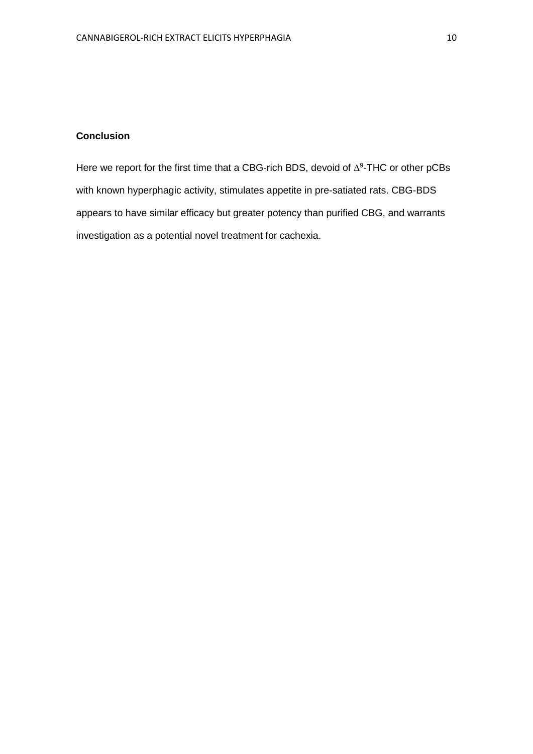## Conclusion

Here we report for the first time that a CBG-rich BDS, devoid of $\Delta^9$-THC or other pCBs with known hyperphagic activity, stimulates appetite in pre-satiated rats. CBG-BDS appears to have similar efficacy but greater potency than purified CBG, and warrants investigation as a potential novel treatment for cachexia.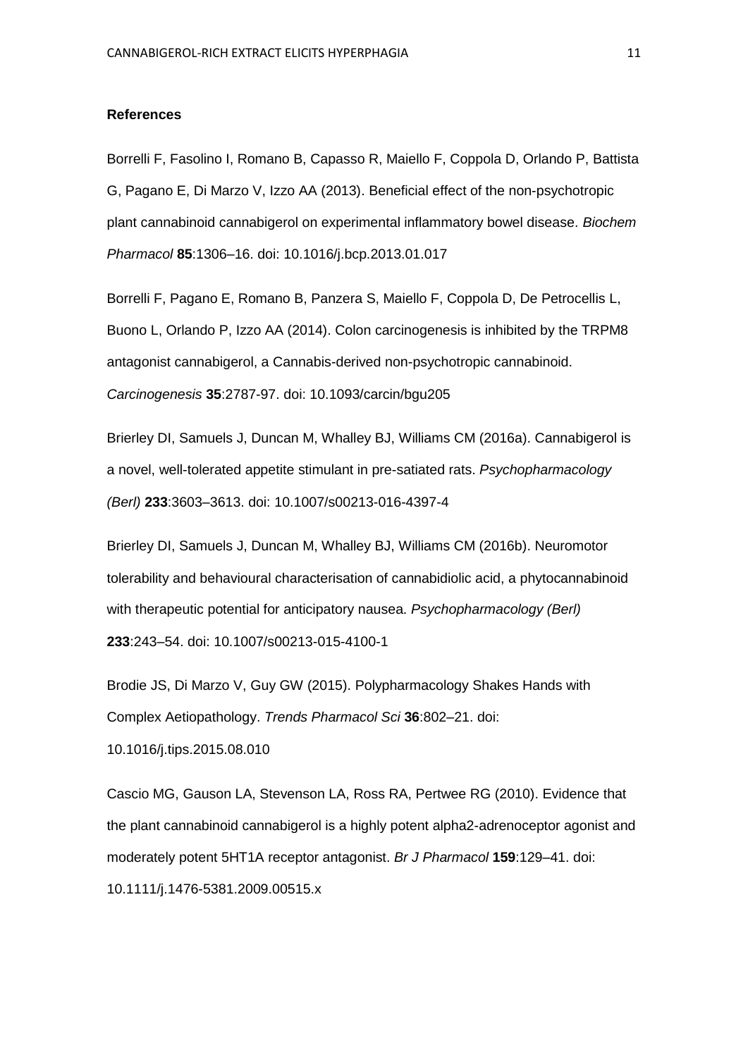**References**

Borrelli F, Fasolino I, Romano B, Capasso R, Maiello F, Coppola D, Orlando P, Battista G, Pagano E, Di Marzo V, Izzo AA (2013). Beneficial effect of the non-psychotropic plant cannabinoid cannabigerol on experimental inflammatory bowel disease. *Biochem Pharmacol* **85**:1306–16. doi: 10.1016/j.bcp.2013.01.017

Borrelli F, Pagano E, Romano B, Panzera S, Maiello F, Coppola D, De Petrocellis L, Buono L, Orlando P, Izzo AA (2014). Colon carcinogenesis is inhibited by the TRPM8 antagonist cannabigerol, a Cannabis-derived non-psychotropic cannabinoid. *Carcinogenesis* **35**:2787-97. doi: 10.1093/carcin/bgu205

Brierley DI, Samuels J, Duncan M, Whalley BJ, Williams CM (2016a). Cannabigerol is a novel, well-tolerated appetite stimulant in pre-satiated rats. *Psychopharmacology (Berl)* **233**:3603–3613. doi: 10.1007/s00213-016-4397-4

Brierley DI, Samuels J, Duncan M, Whalley BJ, Williams CM (2016b). Neuromotor tolerability and behavioural characterisation of cannabidiolic acid, a phytocannabinoid with therapeutic potential for anticipatory nausea. *Psychopharmacology (Berl)* **233**:243–54. doi: 10.1007/s00213-015-4100-1

Brodie JS, Di Marzo V, Guy GW (2015). Polypharmacology Shakes Hands with Complex Aetiopathology. *Trends Pharmacol Sci* **36**:802–21. doi: 10.1016/j.tips.2015.08.010

Cascio MG, Gauson LA, Stevenson LA, Ross RA, Pertwee RG (2010). Evidence that the plant cannabinoid cannabigerol is a highly potent alpha2-adrenoceptor agonist and moderately potent 5HT1A receptor antagonist. *Br J Pharmacol* **159**:129–41. doi: 10.1111/j.1476-5381.2009.00515.x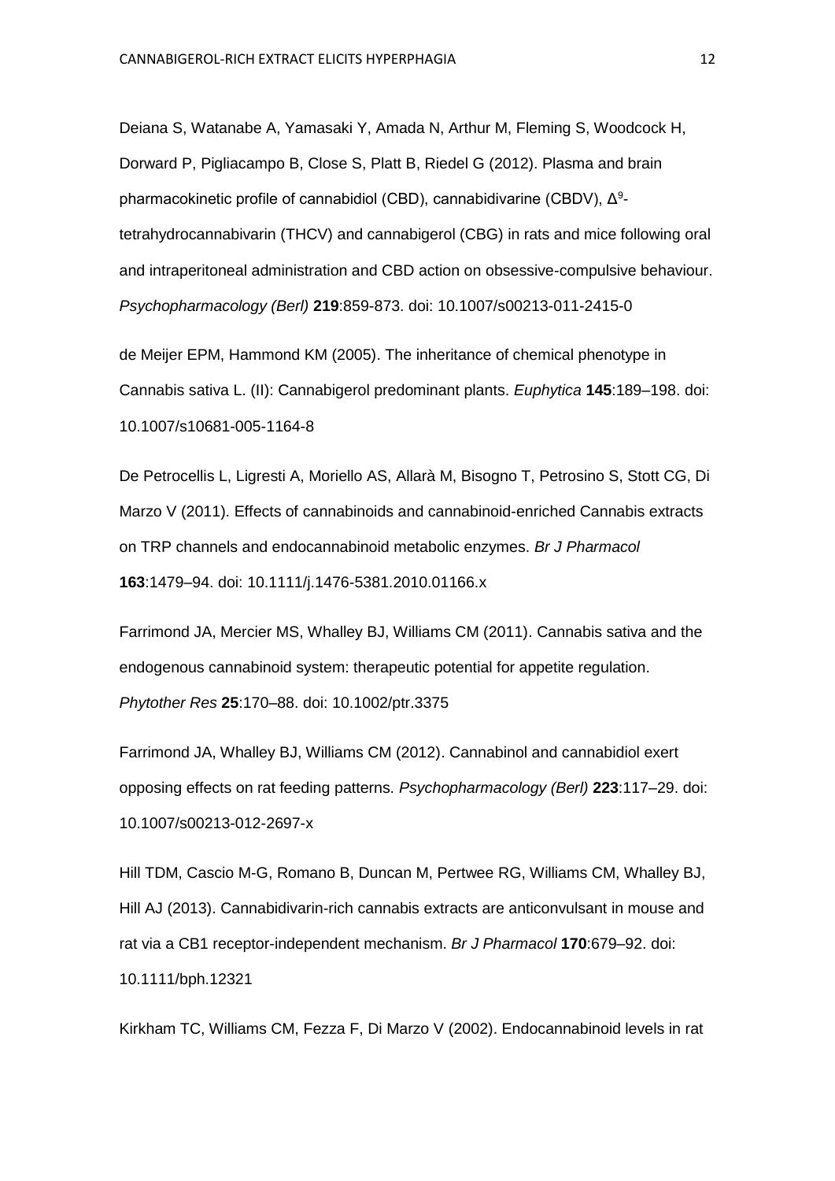Deiana S, Watanabe A, Yamasaki Y, Amada N, Arthur M, Fleming S, Woodcock H, Dorward P, Pigliacampo B, Close S, Platt B, Riedel G (2012). Plasma and brain pharmacokinetic profile of cannabidiol (CBD), cannabidivarine (CBDV), $\Delta^9$-tetrahydrocannabivarin (THCV) and cannabigerol (CBG) in rats and mice following oral and intraperitoneal administration and CBD action on obsessive-compulsive behaviour. *Psychopharmacology (Berl)* **219**:859-873. doi: 10.1007/s00213-011-2415-0

de Meijer EPM, Hammond KM (2005). The inheritance of chemical phenotype in Cannabis sativa L. (II): Cannabigerol predominant plants. *Euphytica* **145**:189–198. doi: 10.1007/s10681-005-1164-8

De Petrocellis L, Ligresti A, Moriello AS, Allarà M, Bisogno T, Petrosino S, Stott CG, Di Marzo V (2011). Effects of cannabinoids and cannabinoid-enriched Cannabis extracts on TRP channels and endocannabinoid metabolic enzymes. *Br J Pharmacol* **163**:1479–94. doi: 10.1111/j.1476-5381.2010.01166.x

Farrimond JA, Mercier MS, Whalley BJ, Williams CM (2011). Cannabis sativa and the endogenous cannabinoid system: therapeutic potential for appetite regulation. *Phytother Res* **25**:170–88. doi: 10.1002/ptr.3375

Farrimond JA, Whalley BJ, Williams CM (2012). Cannabinol and cannabidiol exert opposing effects on rat feeding patterns. *Psychopharmacology (Berl)* **223**:117–29. doi: 10.1007/s00213-012-2697-x

Hill TDM, Cascio M-G, Romano B, Duncan M, Pertwee RG, Williams CM, Whalley BJ, Hill AJ (2013). Cannabidivarin-rich cannabis extracts are anticonvulsant in mouse and rat via a CB1 receptor-independent mechanism. *Br J Pharmacol* **170**:679–92. doi: 10.1111/bph.12321

Kirkham TC, Williams CM, Fezza F, Di Marzo V (2002). Endocannabinoid levels in rat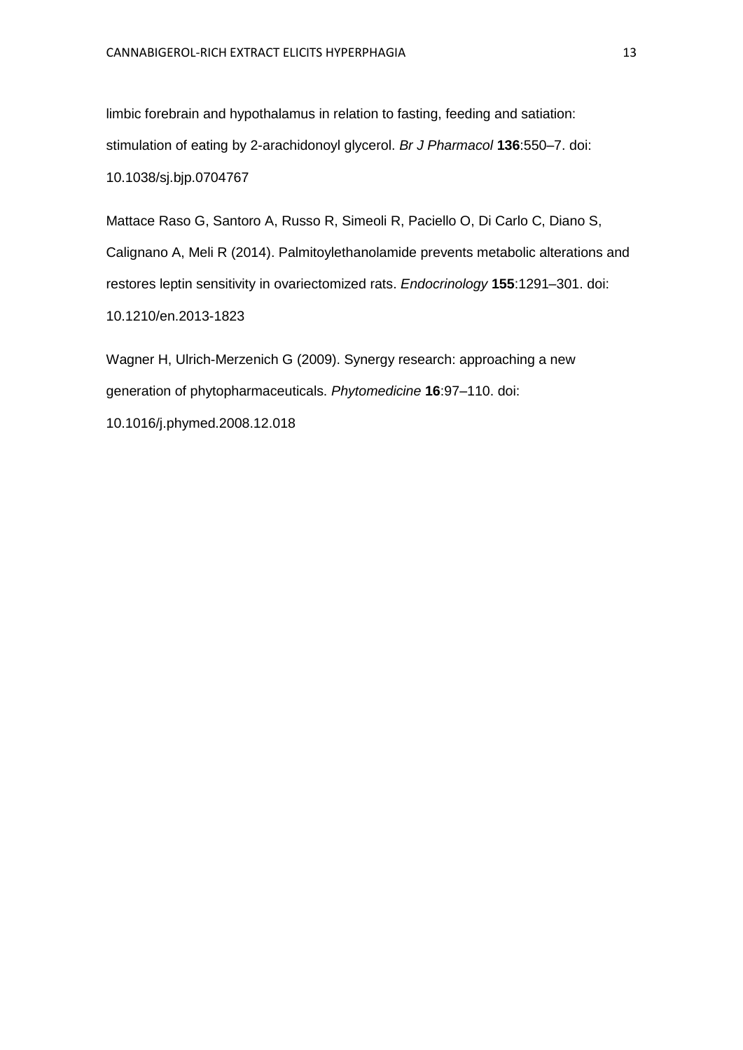limbic forebrain and hypothalamus in relation to fasting, feeding and satiation: stimulation of eating by 2-arachidonoyl glycerol. *Br J Pharmacol* **136**:550–7. doi: 10.1038/sj.bjp.0704767

Mattace Raso G, Santoro A, Russo R, Simeoli R, Paciello O, Di Carlo C, Diano S, Calignano A, Meli R (2014). Palmitoylethanolamide prevents metabolic alterations and restores leptin sensitivity in ovariectomized rats. *Endocrinology* **155**:1291–301. doi: 10.1210/en.2013-1823

Wagner H, Ulrich-Merzenich G (2009). Synergy research: approaching a new generation of phytopharmaceuticals. *Phytomedicine* **16**:97–110. doi: 10.1016/j.phymed.2008.12.018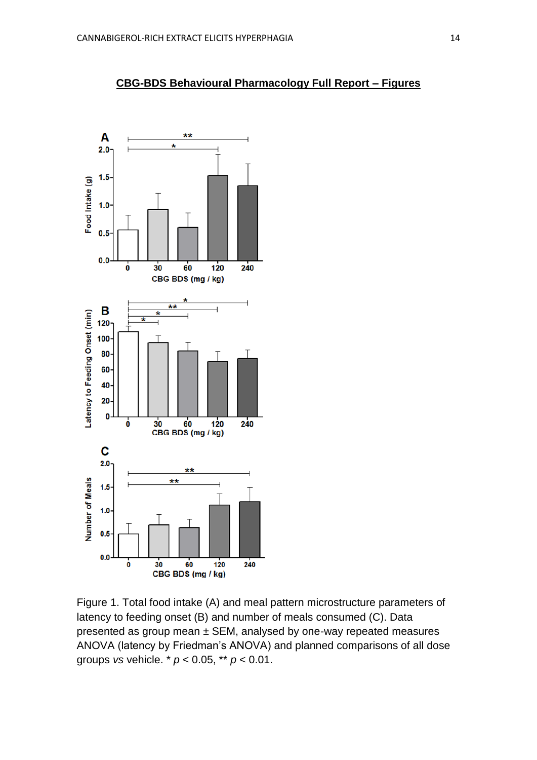**CBG-BDS Behavioural Pharmacology Full Report – Figures**

Figure 1. Total food intake (A) and meal pattern microstructure parameters of latency to feeding onset (B) and number of meals consumed (C). Data presented as group mean ± SEM, analysed by one-way repeated measures ANOVA (latency by Friedman's ANOVA) and planned comparisons of all dose groups *vs* vehicle. * $p < 0.05$, ** $p < 0.01$.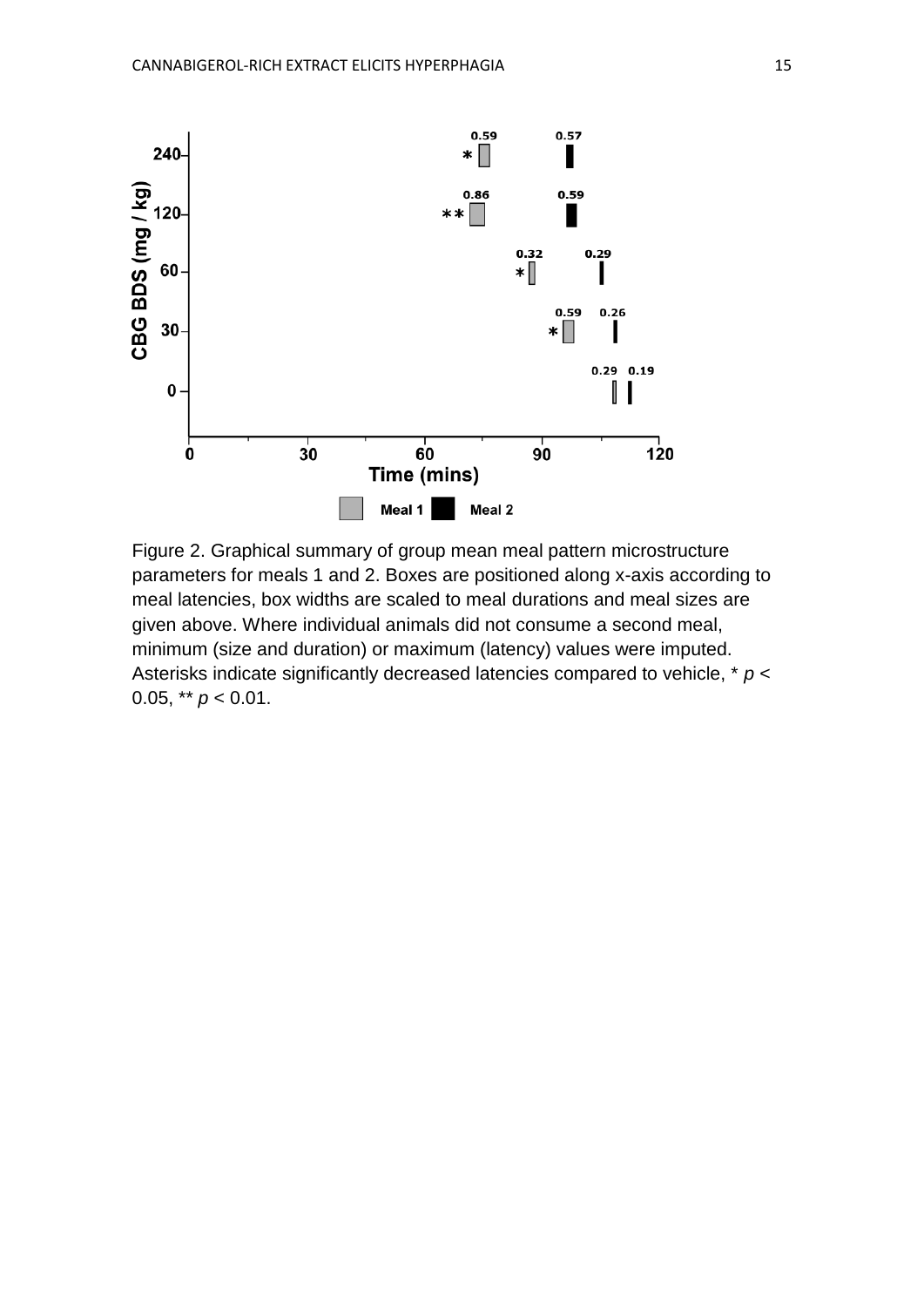Figure 2. Graphical summary of group mean meal pattern microstructure parameters for meals 1 and 2. Boxes are positioned along x-axis according to meal latencies, box widths are scaled to meal durations and meal sizes are given above. Where individual animals did not consume a second meal, minimum (size and duration) or maximum (latency) values were imputed. Asterisks indicate significantly decreased latencies compared to vehicle, * $p < 0.05$, ** $p < 0.01$.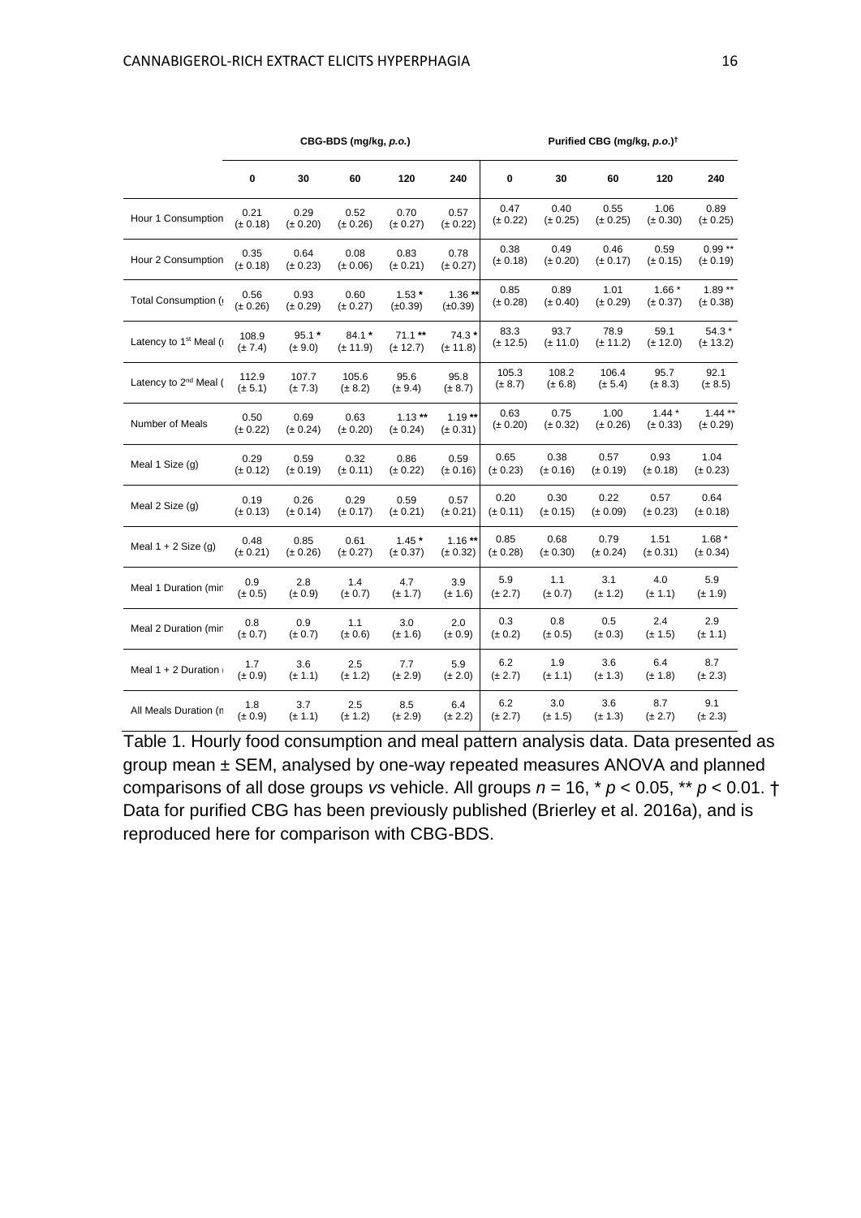| | CBG-BDS (mg/kg, *p.o.*) | | | | | Purified CBG (mg/kg, *p.o.*)† | | | | |
|---|---|---|---|---|---|---|---|---|---|---|
| | 0 | 30 | 60 | 120 | 240 | 0 | 30 | 60 | 120 | 240 |
| Hour 1 Consumption | 0.21 (± 0.18) | 0.29 (± 0.20) | 0.52 (± 0.26) | 0.70 (± 0.27) | 0.57 (± 0.22) | 0.47 (± 0.22) | 0.40 (± 0.25) | 0.55 (± 0.25) | 1.06 (± 0.30) | 0.89 (± 0.25) |
| Hour 2 Consumption | 0.35 (± 0.18) | 0.64 (± 0.23) | 0.08 (± 0.06) | 0.83 (± 0.21) | 0.78 (± 0.27) | 0.38 (± 0.18) | 0.49 (± 0.20) | 0.46 (± 0.17) | 0.59 (± 0.15) | 0.99 ** (± 0.19) |
| Total Consumption ( | 0.56 (± 0.26) | 0.93 (± 0.29) | 0.60 (± 0.27) | 1.53 * (±0.39) | 1.36 ** (±0.39) | 0.85 (± 0.28) | 0.89 (± 0.40) | 1.01 (± 0.29) | 1.66 * (± 0.37) | 1.89 ** (± 0.38) |
| Latency to 1st Meal ( | 108.9 (± 7.4) | 95.1 * (± 9.0) | 84.1 * (± 11.9) | 71.1 ** (± 12.7) | 74.3 * (± 11.8) | 83.3 (± 12.5) | 93.7 (± 11.0) | 78.9 (± 11.2) | 59.1 (± 12.0) | 54.3 * (± 13.2) |
| Latency to 2nd Meal ( | 112.9 (± 5.1) | 107.7 (± 7.3) | 105.6 (± 8.2) | 95.6 (± 9.4) | 95.8 (± 8.7) | 105.3 (± 8.7) | 108.2 (± 6.8) | 106.4 (± 5.4) | 95.7 (± 8.3) | 92.1 (± 8.5) |
| Number of Meals | 0.50 (± 0.22) | 0.69 (± 0.24) | 0.63 (± 0.20) | 1.13 ** (± 0.24) | 1.19 ** (± 0.31) | 0.63 (± 0.20) | 0.75 (± 0.32) | 1.00 (± 0.26) | 1.44 * (± 0.33) | 1.44 ** (± 0.29) |
| Meal 1 Size (g) | 0.29 (± 0.12) | 0.59 (± 0.19) | 0.32 (± 0.11) | 0.86 (± 0.22) | 0.59 (± 0.16) | 0.65 (± 0.23) | 0.38 (± 0.16) | 0.57 (± 0.19) | 0.93 (± 0.18) | 1.04 (± 0.23) |
| Meal 2 Size (g) | 0.19 (± 0.13) | 0.26 (± 0.14) | 0.29 (± 0.17) | 0.59 (± 0.21) | 0.57 (± 0.21) | 0.20 (± 0.11) | 0.30 (± 0.15) | 0.22 (± 0.09) | 0.57 (± 0.23) | 0.64 (± 0.18) |
| Meal 1 + 2 Size (g) | 0.48 (± 0.21) | 0.85 (± 0.26) | 0.61 (± 0.27) | 1.45 * (± 0.37) | 1.16 ** (± 0.32) | 0.85 (± 0.28) | 0.68 (± 0.30) | 0.79 (± 0.24) | 1.51 (± 0.31) | 1.68 * (± 0.34) |
| Meal 1 Duration (min | 0.9 (± 0.5) | 2.8 (± 0.9) | 1.4 (± 0.7) | 4.7 (± 1.7) | 3.9 (± 1.6) | 5.9 (± 2.7) | 1.1 (± 0.7) | 3.1 (± 1.2) | 4.0 (± 1.1) | 5.9 (± 1.9) |
| Meal 2 Duration (min | 0.8 (± 0.7) | 0.9 (± 0.7) | 1.1 (± 0.6) | 3.0 (± 1.6) | 2.0 (± 0.9) | 0.3 (± 0.2) | 0.8 (± 0.5) | 0.5 (± 0.3) | 2.4 (± 1.5) | 2.9 (± 1.1) |
| Meal 1 + 2 Duration | 1.7 (± 0.9) | 3.6 (± 1.1) | 2.5 (± 1.2) | 7.7 (± 2.9) | 5.9 (± 2.0) | 6.2 (± 2.7) | 1.9 (± 1.1) | 3.6 (± 1.3) | 6.4 (± 1.8) | 8.7 (± 2.3) |
| All Meals Duration (n | 1.8 (± 0.9) | 3.7 (± 1.1) | 2.5 (± 1.2) | 8.5 (± 2.9) | 6.4 (± 2.2) | 6.2 (± 2.7) | 3.0 (± 1.5) | 3.6 (± 1.3) | 8.7 (± 2.7) | 9.1 (± 2.3) |

Table 1. Hourly food consumption and meal pattern analysis data. Data presented as group mean ± SEM, analysed by one-way repeated measures ANOVA and planned comparisons of all dose groups *vs* vehicle. All groups $n$ = 16, * $p < 0.05$, ** $p < 0.01$. † Data for purified CBG has been previously published (Brierley et al. 2016a), and is reproduced here for comparison with CBG-BDS.